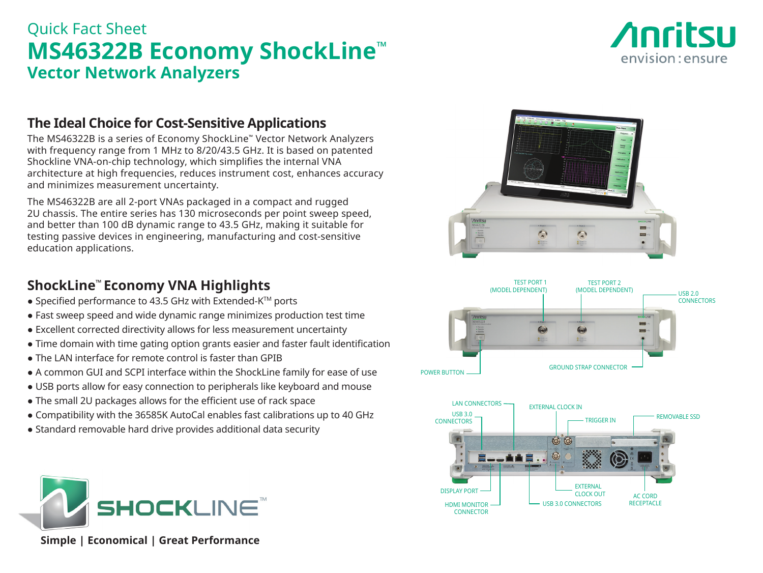# Quick Fact Sheet

# MS46322B Economy ShockLine™ Vector Network Analyzers

Anritsu envision : ensure

## The Ideal Choice for Cost-Sensitive Applications

The MS46322B is a series of Economy ShockLine™ Vector Network Analyzers with frequency range from 1 MHz to 8/20/43.5 GHz. It is based on patented Shockline VNA-on-chip technology, which simplifies the internal VNA architecture at high frequencies, reduces instrument cost, enhances accuracy and minimizes measurement uncertainty.

The MS46322B are all 2-port VNAs packaged in a compact and rugged 2U chassis. The entire series has 130 microseconds per point sweep speed, and better than 100 dB dynamic range to 43.5 GHz, making it suitable for testing passive devices in engineering, manufacturing and cost-sensitive education applications.

## ShockLine™ Economy VNA Highlights

- Specified performance to 43.5 GHz with Extended-K™ ports
- Fast sweep speed and wide dynamic range minimizes production test time
- Excellent corrected directivity allows for less measurement uncertainty
- Time domain with time gating option grants easier and faster fault identification
- The LAN interface for remote control is faster than GPIB
- A common GUI and SCPI interface within the ShockLine family for ease of use
- USB ports allow for easy connection to peripherals like keyboard and mouse
- The small 2U packages allows for the efficient use of rack space
- Compatibility with the 36585K AutoCal enables fast calibrations up to 40 GHz
- Standard removable hard drive provides additional data security

TEST PORT 1 (MODEL DEPENDENT)
TEST PORT 2 (MODEL DEPENDENT)
USB 2.0 CONNECTORS
POWER BUTTON
GROUND STRAP CONNECTOR

LAN CONNECTORS
USB 3.0 CONNECTORS
EXTERNAL CLOCK IN
TRIGGER IN
REMOVABLE SSD
DISPLAY PORT
HDMI MONITOR CONNECTOR
USB 3.0 CONNECTORS
EXTERNAL CLOCK OUT
AC CORD RECEPTACLE

SHOCKLINE™

**Simple | Economical | Great Performance**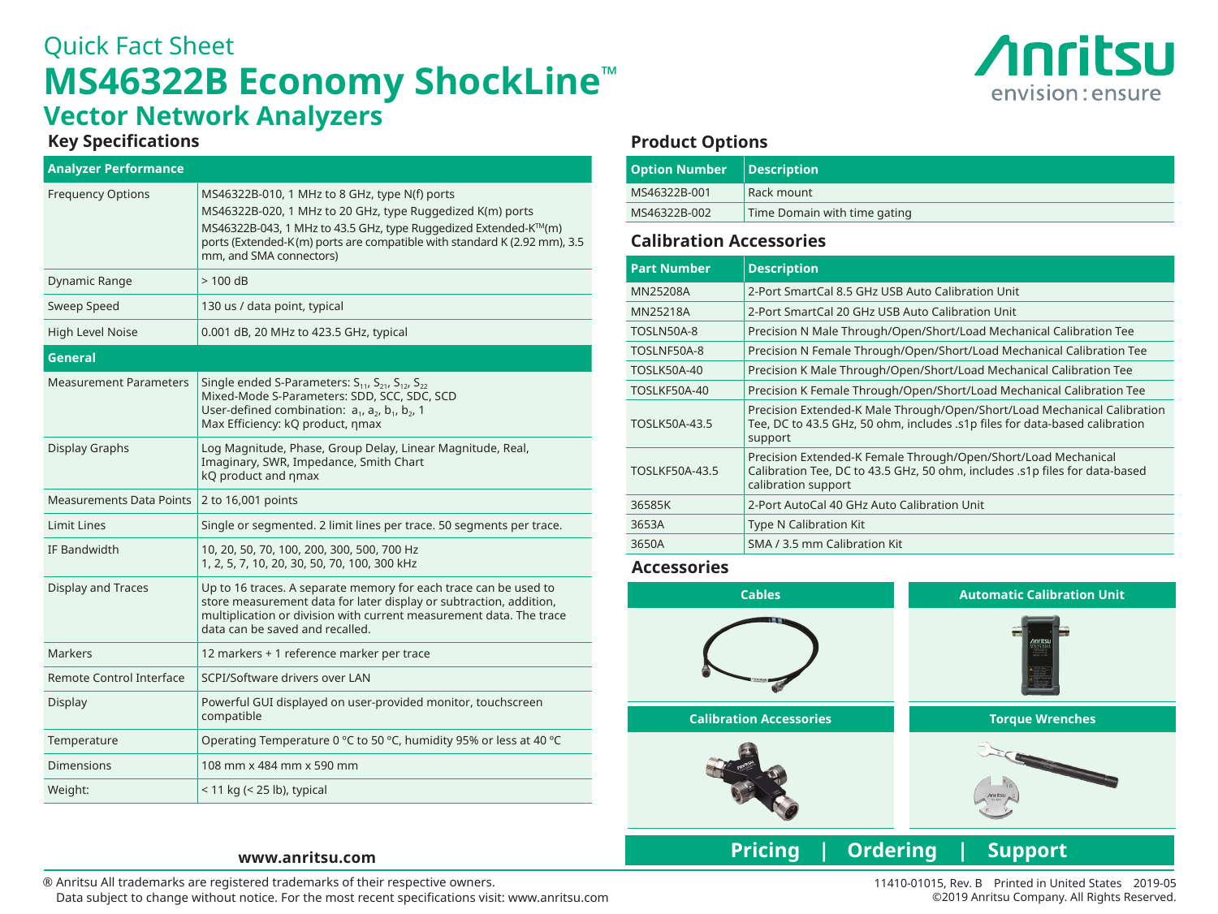Quick Fact Sheet

# MS46322B Economy ShockLine™ Vector Network Analyzers

## Key Specifications

| Analyzer Performance | |
|---|---|
| Frequency Options | MS46322B-010, 1 MHz to 8 GHz, type N(f) ports<br>MS46322B-020, 1 MHz to 20 GHz, type Ruggedized K(m) ports<br>MS46322B-043, 1 MHz to 43.5 GHz, type Ruggedized Extended-K™(m) ports (Extended-K(m) ports are compatible with standard K (2.92 mm), 3.5 mm, and SMA connectors) |
| Dynamic Range | > 100 dB |
| Sweep Speed | 130 us / data point, typical |
| High Level Noise | 0.001 dB, 20 MHz to 423.5 GHz, typical |
| **General** | |
| Measurement Parameters | Single ended S-Parameters: $S_{11}$, $S_{21}$, $S_{12}$, $S_{22}$<br>Mixed-Mode S-Parameters: SDD, SCC, SDC, SCD<br>User-defined combination: $a_1$, $a_2$, $b_1$, $b_2$, 1<br>Max Efficiency: kQ product, ηmax |
| Display Graphs | Log Magnitude, Phase, Group Delay, Linear Magnitude, Real, Imaginary, SWR, Impedance, Smith Chart<br>kQ product and ηmax |
| Measurements Data Points | 2 to 16,001 points |
| Limit Lines | Single or segmented. 2 limit lines per trace. 50 segments per trace. |
| IF Bandwidth | 10, 20, 50, 70, 100, 200, 300, 500, 700 Hz<br>1, 2, 5, 7, 10, 20, 30, 50, 70, 100, 300 kHz |
| Display and Traces | Up to 16 traces. A separate memory for each trace can be used to store measurement data for later display or subtraction, addition, multiplication or division with current measurement data. The trace data can be saved and recalled. |
| Markers | 12 markers + 1 reference marker per trace |
| Remote Control Interface | SCPI/Software drivers over LAN |
| Display | Powerful GUI displayed on user-provided monitor, touchscreen compatible |
| Temperature | Operating Temperature 0 °C to 50 °C, humidity 95% or less at 40 °C |
| Dimensions | 108 mm x 484 mm x 590 mm |
| Weight: | < 11 kg (< 25 lb), typical |

## Product Options

| Option Number | Description |
|---|---|
| MS46322B-001 | Rack mount |
| MS46322B-002 | Time Domain with time gating |

## Calibration Accessories

| Part Number | Description |
|---|---|
| MN25208A | 2-Port SmartCal 8.5 GHz USB Auto Calibration Unit |
| MN25218A | 2-Port SmartCal 20 GHz USB Auto Calibration Unit |
| TOSLN50A-8 | Precision N Male Through/Open/Short/Load Mechanical Calibration Tee |
| TOSLNF50A-8 | Precision N Female Through/Open/Short/Load Mechanical Calibration Tee |
| TOSLK50A-40 | Precision K Male Through/Open/Short/Load Mechanical Calibration Tee |
| TOSLKF50A-40 | Precision K Female Through/Open/Short/Load Mechanical Calibration Tee |
| TOSLK50A-43.5 | Precision Extended-K Male Through/Open/Short/Load Mechanical Calibration Tee, DC to 43.5 GHz, 50 ohm, includes .s1p files for data-based calibration support |
| TOSLKF50A-43.5 | Precision Extended-K Female Through/Open/Short/Load Mechanical Calibration Tee, DC to 43.5 GHz, 50 ohm, includes .s1p files for data-based calibration support |
| 36585K | 2-Port AutoCal 40 GHz Auto Calibration Unit |
| 3653A | Type N Calibration Kit |
| 3650A | SMA / 3.5 mm Calibration Kit |

## Accessories

Cables

Automatic Calibration Unit

Calibration Accessories

Torque Wrenches

**Pricing | Ordering | Support**

**www.anritsu.com**

® Anritsu All trademarks are registered trademarks of their respective owners.
Data subject to change without notice. For the most recent specifications visit: www.anritsu.com

11410-01015, Rev. B Printed in United States 2019-05
©2019 Anritsu Company. All Rights Reserved.